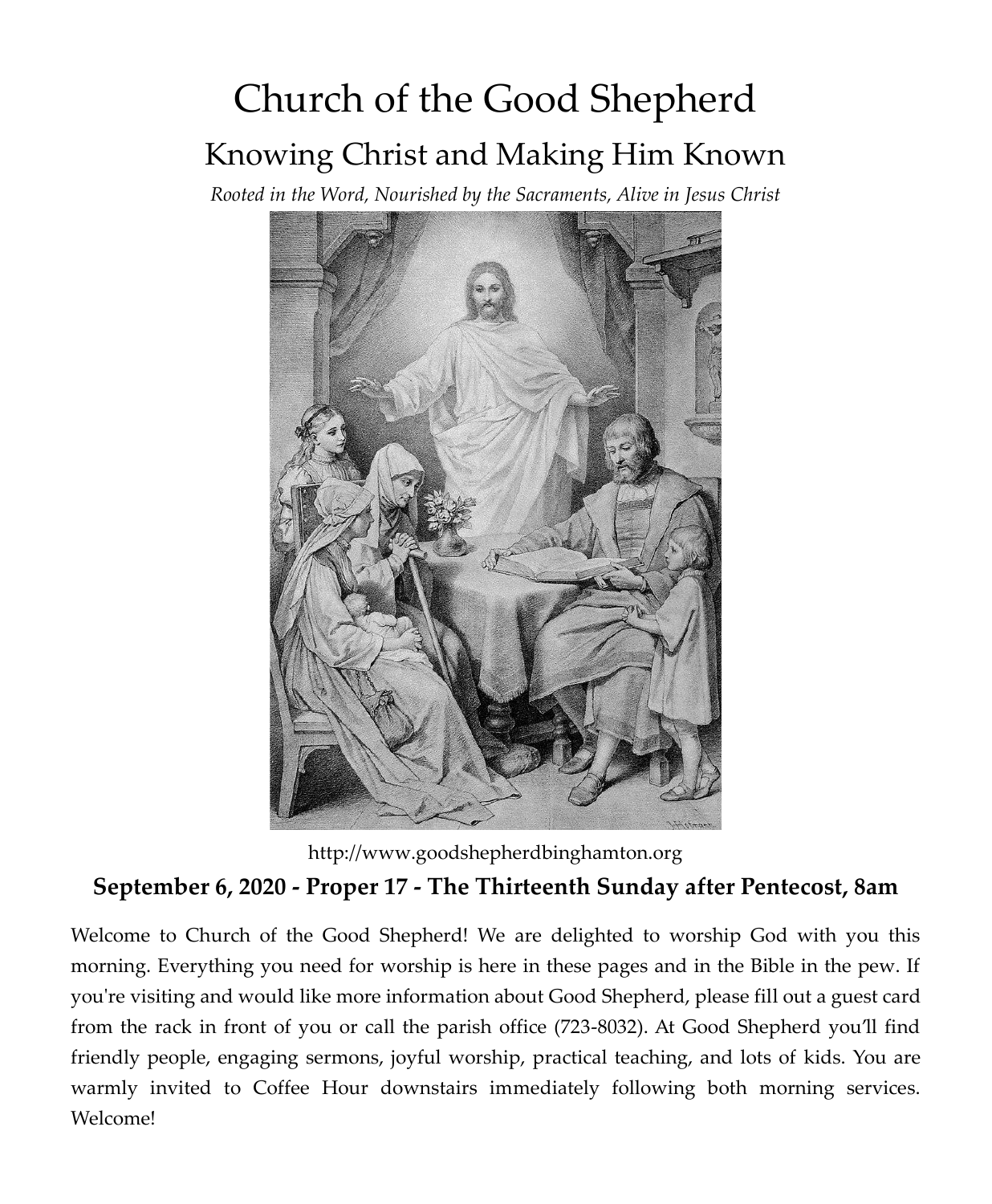# Church of the Good Shepherd

## Knowing Christ and Making Him Known

*Rooted in the Word, Nourished by the Sacraments, Alive in Jesus Christ*

http://www.goodshepherdbinghamton.org

**September 6, 2020 - Proper 17 - The Thirteenth Sunday after Pentecost, 8am**

Welcome to Church of the Good Shepherd! We are delighted to worship God with you this morning. Everything you need for worship is here in these pages and in the Bible in the pew. If you're visiting and would like more information about Good Shepherd, please fill out a guest card from the rack in front of you or call the parish office (723-8032). At Good Shepherd you'll find friendly people, engaging sermons, joyful worship, practical teaching, and lots of kids. You are warmly invited to Coffee Hour downstairs immediately following both morning services. Welcome!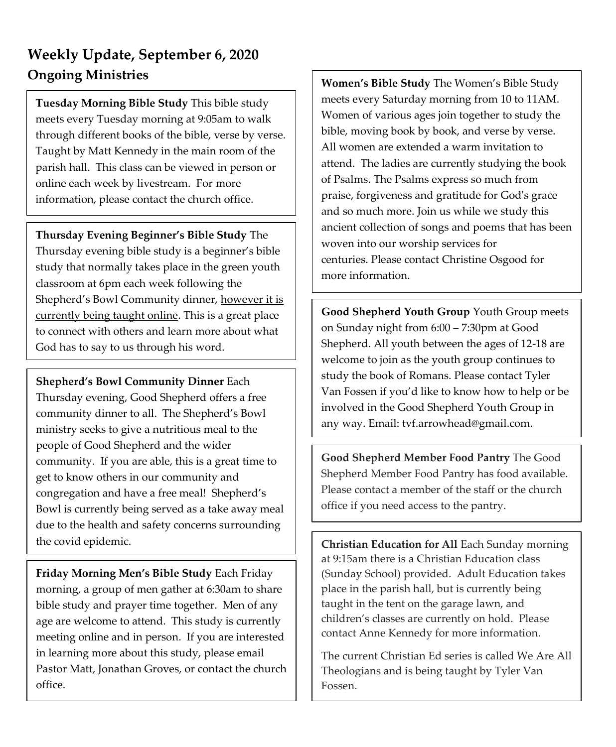# Weekly Update, September 6, 2020

## Ongoing Ministries

**Tuesday Morning Bible Study** This bible study meets every Tuesday morning at 9:05am to walk through different books of the bible, verse by verse. Taught by Matt Kennedy in the main room of the parish hall. This class can be viewed in person or online each week by livestream. For more information, please contact the church office.

**Thursday Evening Beginner's Bible Study** The Thursday evening bible study is a beginner's bible study that normally takes place in the green youth classroom at 6pm each week following the Shepherd's Bowl Community dinner, however it is currently being taught online. This is a great place to connect with others and learn more about what God has to say to us through his word.

**Shepherd's Bowl Community Dinner** Each Thursday evening, Good Shepherd offers a free community dinner to all. The Shepherd's Bowl ministry seeks to give a nutritious meal to the people of Good Shepherd and the wider community. If you are able, this is a great time to get to know others in our community and congregation and have a free meal! Shepherd's Bowl is currently being served as a take away meal due to the health and safety concerns surrounding the covid epidemic.

**Friday Morning Men's Bible Study** Each Friday morning, a group of men gather at 6:30am to share bible study and prayer time together. Men of any age are welcome to attend. This study is currently meeting online and in person. If you are interested in learning more about this study, please email Pastor Matt, Jonathan Groves, or contact the church office.

**Women's Bible Study** The Women's Bible Study meets every Saturday morning from 10 to 11AM. Women of various ages join together to study the bible, moving book by book, and verse by verse. All women are extended a warm invitation to attend. The ladies are currently studying the book of Psalms. The Psalms express so much from praise, forgiveness and gratitude for God's grace and so much more. Join us while we study this ancient collection of songs and poems that has been woven into our worship services for centuries. Please contact Christine Osgood for more information.

**Good Shepherd Youth Group** Youth Group meets on Sunday night from 6:00 – 7:30pm at Good Shepherd. All youth between the ages of 12-18 are welcome to join as the youth group continues to study the book of Romans. Please contact Tyler Van Fossen if you'd like to know how to help or be involved in the Good Shepherd Youth Group in any way. Email: tvf.arrowhead@gmail.com.

**Good Shepherd Member Food Pantry** The Good Shepherd Member Food Pantry has food available. Please contact a member of the staff or the church office if you need access to the pantry.

**Christian Education for All** Each Sunday morning at 9:15am there is a Christian Education class (Sunday School) provided. Adult Education takes place in the parish hall, but is currently being taught in the tent on the garage lawn, and children's classes are currently on hold. Please contact Anne Kennedy for more information.

The current Christian Ed series is called We Are All Theologians and is being taught by Tyler Van Fossen.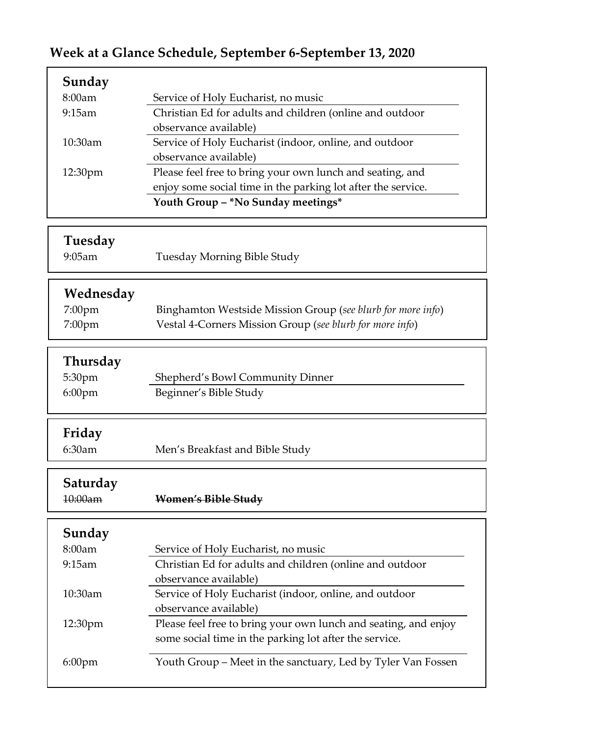## Week at a Glance Schedule, September 6-September 13, 2020

### Sunday

| Time | Event |
|---|---|
| 8:00am | Service of Holy Eucharist, no music |
| 9:15am | Christian Ed for adults and children (online and outdoor observance available) |
| 10:30am | Service of Holy Eucharist (indoor, online, and outdoor observance available) |
| 12:30pm | Please feel free to bring your own lunch and seating, and enjoy some social time in the parking lot after the service. |
| | **Youth Group – *No Sunday meetings*** |

### Tuesday

| Time | Event |
|---|---|
| 9:05am | Tuesday Morning Bible Study |

### Wednesday

| Time | Event |
|---|---|
| 7:00pm | Binghamton Westside Mission Group (*see blurb for more info*) |
| 7:00pm | Vestal 4-Corners Mission Group (*see blurb for more info*) |

### Thursday

| Time | Event |
|---|---|
| 5:30pm | Shepherd's Bowl Community Dinner |
| 6:00pm | Beginner's Bible Study |

### Friday

| Time | Event |
|---|---|
| 6:30am | Men's Breakfast and Bible Study |

### Saturday

| Time | Event |
|---|---|
| ~~10:00am~~ | ~~**Women's Bible Study**~~ |

### Sunday

| Time | Event |
|---|---|
| 8:00am | Service of Holy Eucharist, no music |
| 9:15am | Christian Ed for adults and children (online and outdoor observance available) |
| 10:30am | Service of Holy Eucharist (indoor, online, and outdoor observance available) |
| 12:30pm | Please feel free to bring your own lunch and seating, and enjoy some social time in the parking lot after the service. |
| 6:00pm | Youth Group – Meet in the sanctuary, Led by Tyler Van Fossen |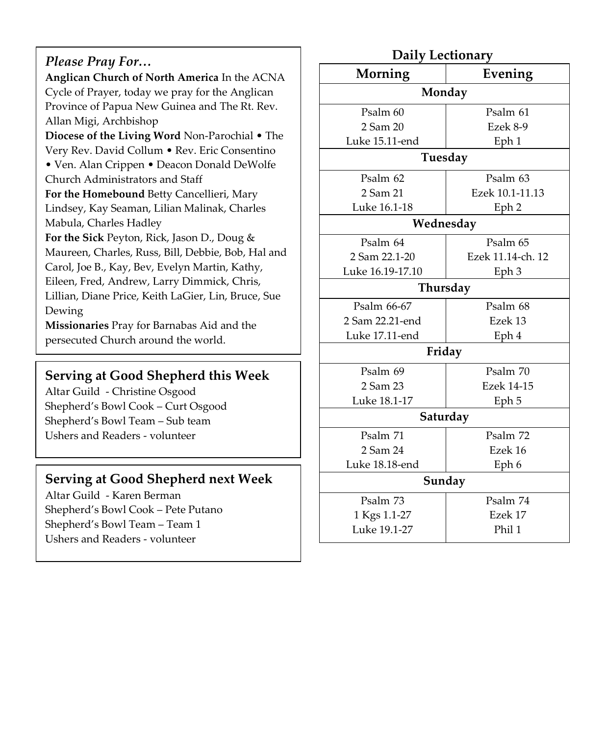## *Please Pray For…*

**Anglican Church of North America** In the ACNA Cycle of Prayer, today we pray for the Anglican Province of Papua New Guinea and The Rt. Rev. Allan Migi, Archbishop

**Diocese of the Living Word** Non-Parochial • The Very Rev. David Collum • Rev. Eric Consentino • Ven. Alan Crippen • Deacon Donald DeWolfe Church Administrators and Staff

**For the Homebound** Betty Cancellieri, Mary Lindsey, Kay Seaman, Lilian Malinak, Charles Mabula, Charles Hadley

**For the Sick** Peyton, Rick, Jason D., Doug & Maureen, Charles, Russ, Bill, Debbie, Bob, Hal and Carol, Joe B., Kay, Bev, Evelyn Martin, Kathy, Eileen, Fred, Andrew, Larry Dimmick, Chris, Lillian, Diane Price, Keith LaGier, Lin, Bruce, Sue Dewing

**Missionaries** Pray for Barnabas Aid and the persecuted Church around the world.

## Serving at Good Shepherd this Week

Altar Guild - Christine Osgood
Shepherd's Bowl Cook – Curt Osgood
Shepherd's Bowl Team – Sub team
Ushers and Readers - volunteer

## Serving at Good Shepherd next Week

Altar Guild - Karen Berman
Shepherd's Bowl Cook – Pete Putano
Shepherd's Bowl Team – Team 1
Ushers and Readers - volunteer

## Daily Lectionary

| Morning | Evening |
|---|---|
| **Monday** | |
| Psalm 60<br>2 Sam 20<br>Luke 15.11-end | Psalm 61<br>Ezek 8-9<br>Eph 1 |
| **Tuesday** | |
| Psalm 62<br>2 Sam 21<br>Luke 16.1-18 | Psalm 63<br>Ezek 10.1-11.13<br>Eph 2 |
| **Wednesday** | |
| Psalm 64<br>2 Sam 22.1-20<br>Luke 16.19-17.10 | Psalm 65<br>Ezek 11.14-ch. 12<br>Eph 3 |
| **Thursday** | |
| Psalm 66-67<br>2 Sam 22.21-end<br>Luke 17.11-end | Psalm 68<br>Ezek 13<br>Eph 4 |
| **Friday** | |
| Psalm 69<br>2 Sam 23<br>Luke 18.1-17 | Psalm 70<br>Ezek 14-15<br>Eph 5 |
| **Saturday** | |
| Psalm 71<br>2 Sam 24<br>Luke 18.18-end | Psalm 72<br>Ezek 16<br>Eph 6 |
| **Sunday** | |
| Psalm 73<br>1 Kgs 1.1-27<br>Luke 19.1-27 | Psalm 74<br>Ezek 17<br>Phil 1 |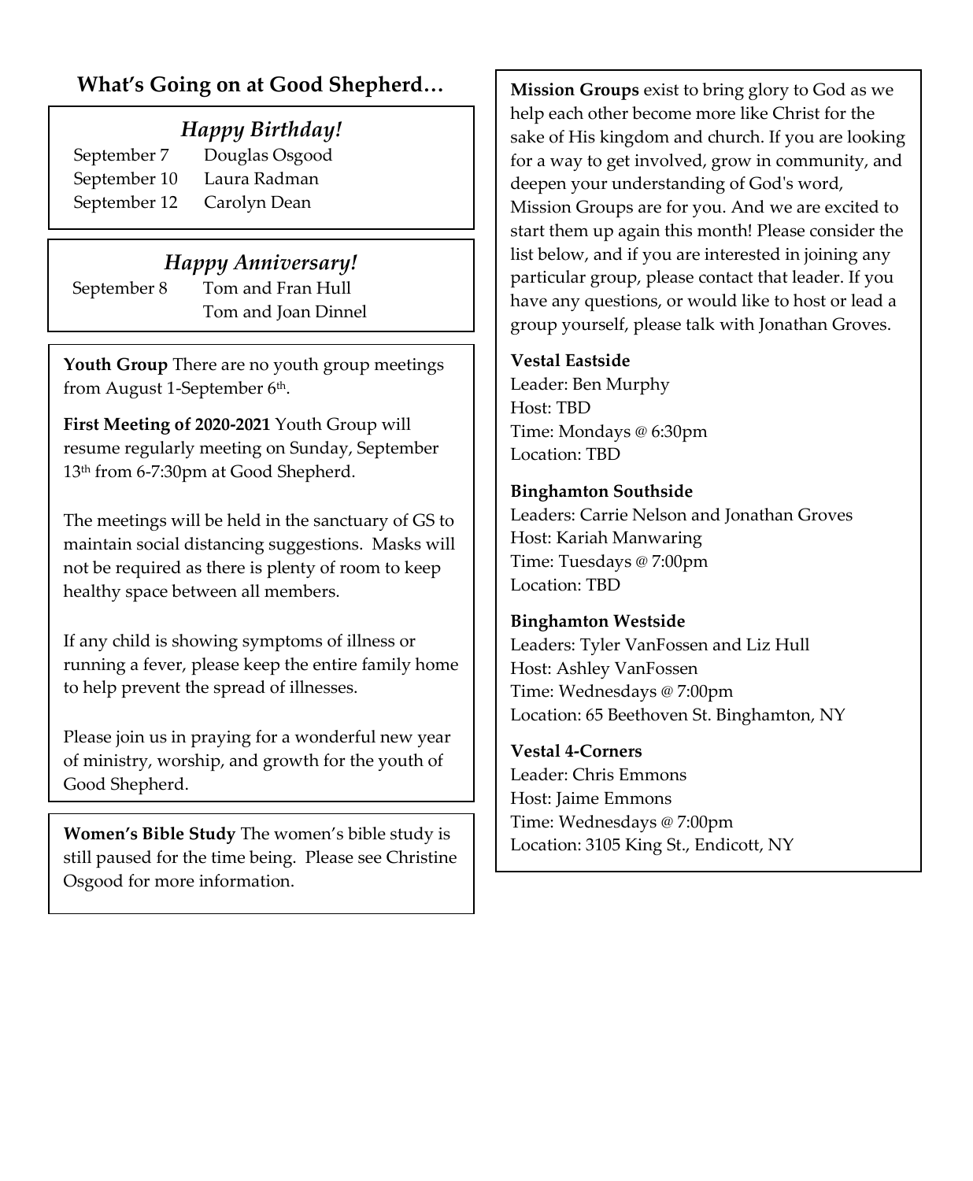## What's Going on at Good Shepherd…

### *Happy Birthday!*

| | |
|---|---|
| September 7 | Douglas Osgood |
| September 10 | Laura Radman |
| September 12 | Carolyn Dean |

### *Happy Anniversary!*

| | |
|---|---|
| September 8 | Tom and Fran Hull |
| | Tom and Joan Dinnel |

**Youth Group** There are no youth group meetings from August 1-September 6th.

**First Meeting of 2020-2021** Youth Group will resume regularly meeting on Sunday, September 13th from 6-7:30pm at Good Shepherd.

The meetings will be held in the sanctuary of GS to maintain social distancing suggestions. Masks will not be required as there is plenty of room to keep healthy space between all members.

If any child is showing symptoms of illness or running a fever, please keep the entire family home to help prevent the spread of illnesses.

Please join us in praying for a wonderful new year of ministry, worship, and growth for the youth of Good Shepherd.

**Women's Bible Study** The women's bible study is still paused for the time being. Please see Christine Osgood for more information.

**Mission Groups** exist to bring glory to God as we help each other become more like Christ for the sake of His kingdom and church. If you are looking for a way to get involved, grow in community, and deepen your understanding of God's word, Mission Groups are for you. And we are excited to start them up again this month! Please consider the list below, and if you are interested in joining any particular group, please contact that leader. If you have any questions, or would like to host or lead a group yourself, please talk with Jonathan Groves.

**Vestal Eastside**
Leader: Ben Murphy
Host: TBD
Time: Mondays @ 6:30pm
Location: TBD

**Binghamton Southside**
Leaders: Carrie Nelson and Jonathan Groves
Host: Kariah Manwaring
Time: Tuesdays @ 7:00pm
Location: TBD

**Binghamton Westside**
Leaders: Tyler VanFossen and Liz Hull
Host: Ashley VanFossen
Time: Wednesdays @ 7:00pm
Location: 65 Beethoven St. Binghamton, NY

**Vestal 4-Corners**
Leader: Chris Emmons
Host: Jaime Emmons
Time: Wednesdays @ 7:00pm
Location: 3105 King St., Endicott, NY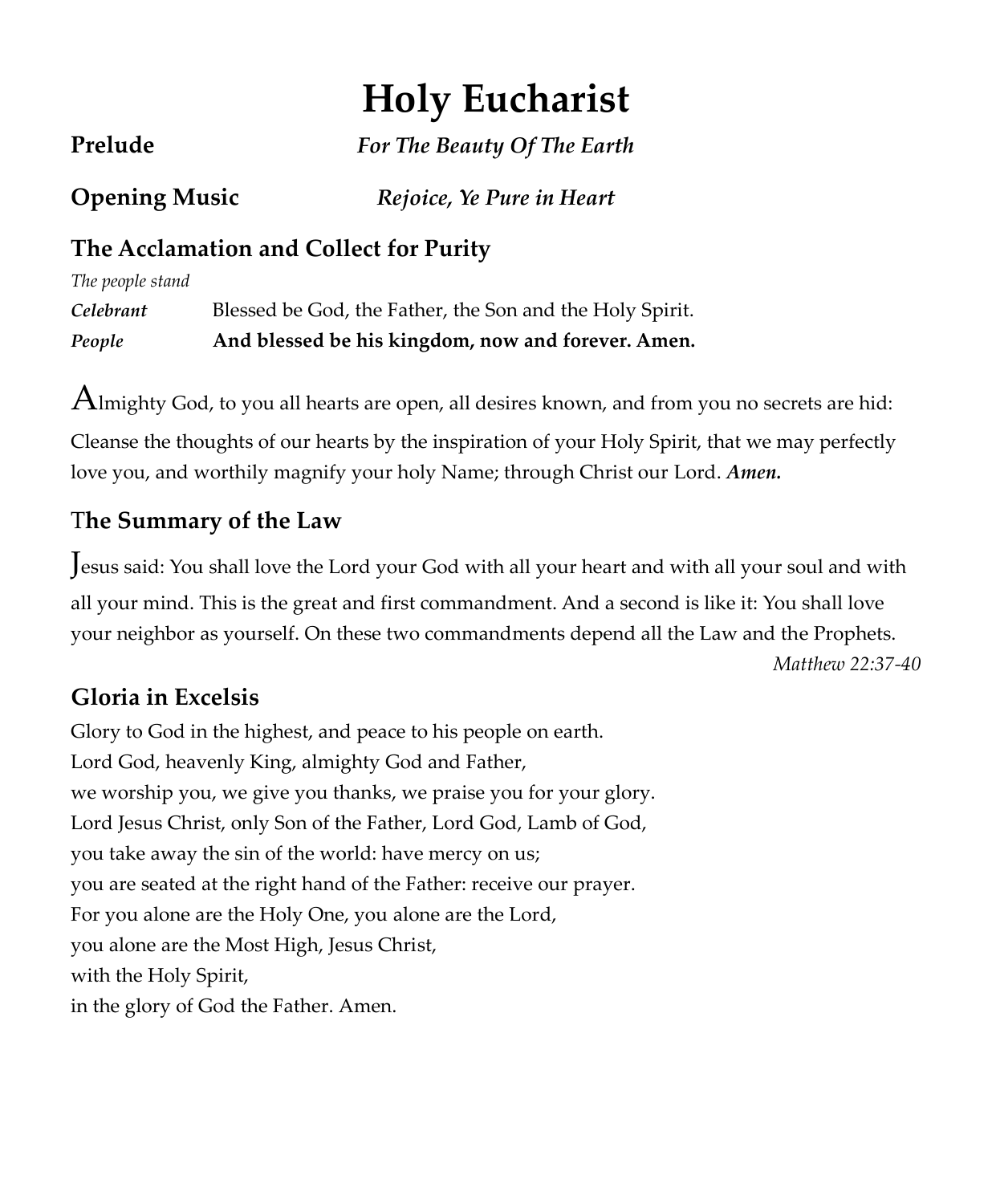# Holy Eucharist

**Prelude** *For The Beauty Of The Earth*

**Opening Music** *Rejoice, Ye Pure in Heart*

## The Acclamation and Collect for Purity

*The people stand*

***Celebrant*** Blessed be God, the Father, the Son and the Holy Spirit.

***People*** **And blessed be his kingdom, now and forever. Amen.**

Almighty God, to you all hearts are open, all desires known, and from you no secrets are hid: Cleanse the thoughts of our hearts by the inspiration of your Holy Spirit, that we may perfectly love you, and worthily magnify your holy Name; through Christ our Lord. ***Amen.***

## The Summary of the Law

Jesus said: You shall love the Lord your God with all your heart and with all your soul and with all your mind. This is the great and first commandment. And a second is like it: You shall love your neighbor as yourself. On these two commandments depend all the Law and the Prophets.

*Matthew 22:37-40*

## Gloria in Excelsis

Glory to God in the highest, and peace to his people on earth.
Lord God, heavenly King, almighty God and Father,
we worship you, we give you thanks, we praise you for your glory.
Lord Jesus Christ, only Son of the Father, Lord God, Lamb of God,
you take away the sin of the world: have mercy on us;
you are seated at the right hand of the Father: receive our prayer.
For you alone are the Holy One, you alone are the Lord,
you alone are the Most High, Jesus Christ,
with the Holy Spirit,
in the glory of God the Father. Amen.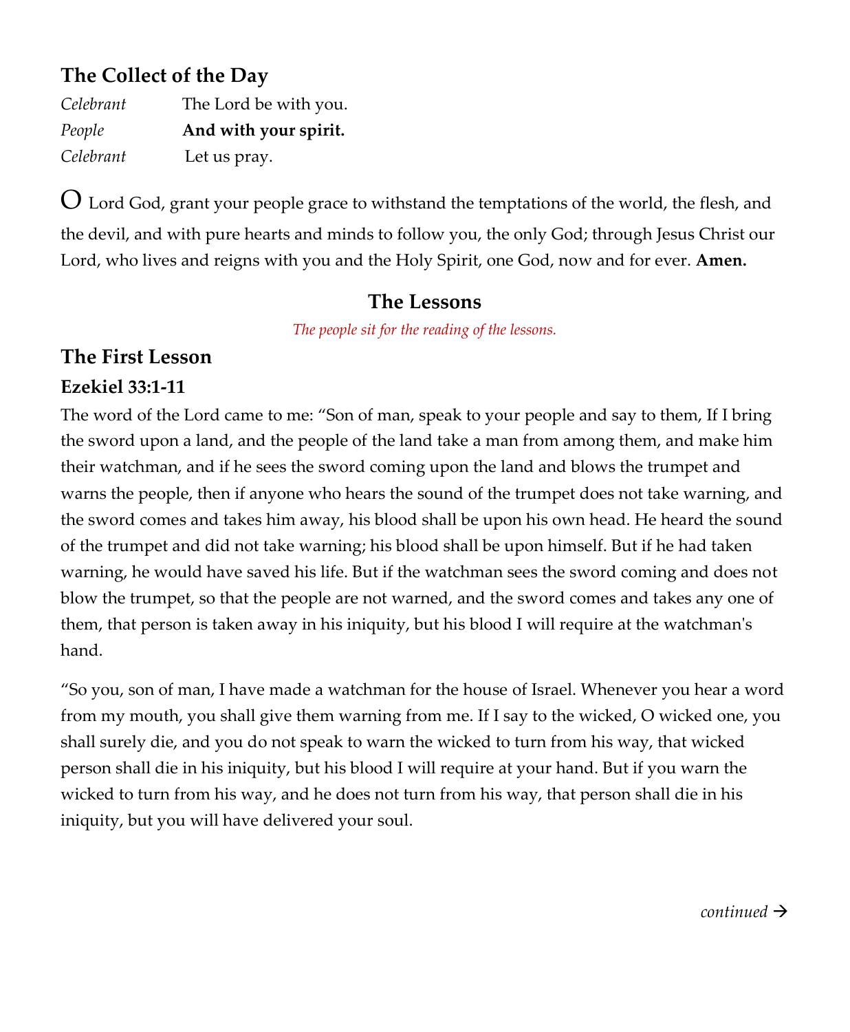## The Collect of the Day

*Celebrant* The Lord be with you.
*People* **And with your spirit.**
*Celebrant* Let us pray.

O Lord God, grant your people grace to withstand the temptations of the world, the flesh, and the devil, and with pure hearts and minds to follow you, the only God; through Jesus Christ our Lord, who lives and reigns with you and the Holy Spirit, one God, now and for ever. **Amen.**

## The Lessons

*The people sit for the reading of the lessons.*

## The First Lesson

### Ezekiel 33:1-11

The word of the Lord came to me: "Son of man, speak to your people and say to them, If I bring the sword upon a land, and the people of the land take a man from among them, and make him their watchman, and if he sees the sword coming upon the land and blows the trumpet and warns the people, then if anyone who hears the sound of the trumpet does not take warning, and the sword comes and takes him away, his blood shall be upon his own head. He heard the sound of the trumpet and did not take warning; his blood shall be upon himself. But if he had taken warning, he would have saved his life. But if the watchman sees the sword coming and does not blow the trumpet, so that the people are not warned, and the sword comes and takes any one of them, that person is taken away in his iniquity, but his blood I will require at the watchman's hand.

"So you, son of man, I have made a watchman for the house of Israel. Whenever you hear a word from my mouth, you shall give them warning from me. If I say to the wicked, O wicked one, you shall surely die, and you do not speak to warn the wicked to turn from his way, that wicked person shall die in his iniquity, but his blood I will require at your hand. But if you warn the wicked to turn from his way, and he does not turn from his way, that person shall die in his iniquity, but you will have delivered your soul.

*continued* →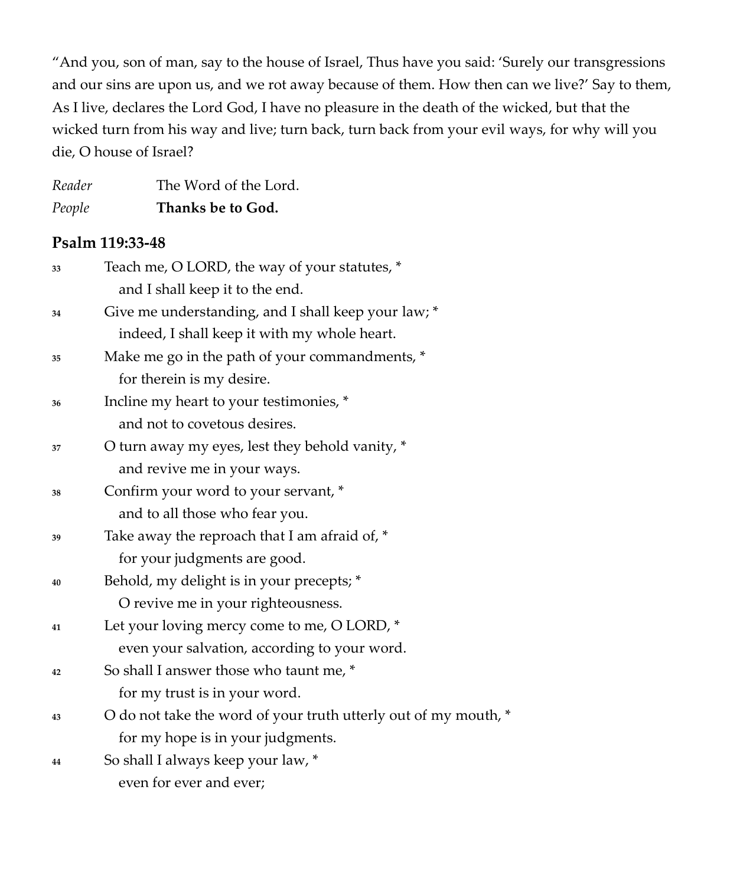"And you, son of man, say to the house of Israel, Thus have you said: 'Surely our transgressions and our sins are upon us, and we rot away because of them. How then can we live?' Say to them, As I live, declares the Lord God, I have no pleasure in the death of the wicked, but that the wicked turn from his way and live; turn back, turn back from your evil ways, for why will you die, O house of Israel?

*Reader* The Word of the Lord.
*People* **Thanks be to God.**

### Psalm 119:33-48

33 Teach me, O LORD, the way of your statutes, *
  and I shall keep it to the end.
34 Give me understanding, and I shall keep your law; *
  indeed, I shall keep it with my whole heart.
35 Make me go in the path of your commandments, *
  for therein is my desire.
36 Incline my heart to your testimonies, *
  and not to covetous desires.
37 O turn away my eyes, lest they behold vanity, *
  and revive me in your ways.
38 Confirm your word to your servant, *
  and to all those who fear you.
39 Take away the reproach that I am afraid of, *
  for your judgments are good.
40 Behold, my delight is in your precepts; *
  O revive me in your righteousness.
41 Let your loving mercy come to me, O LORD, *
  even your salvation, according to your word.
42 So shall I answer those who taunt me, *
  for my trust is in your word.
43 O do not take the word of your truth utterly out of my mouth, *
  for my hope is in your judgments.
44 So shall I always keep your law, *
  even for ever and ever;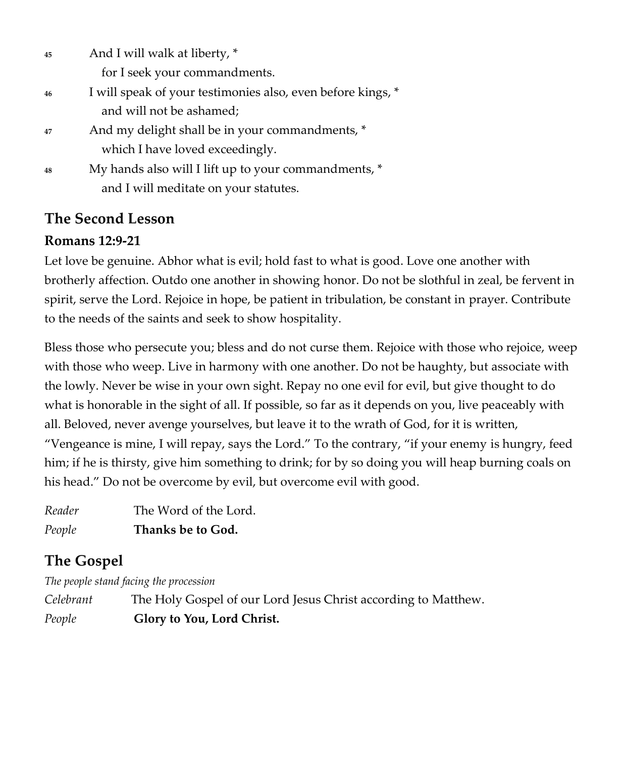45 And I will walk at liberty, *
   for I seek your commandments.

46 I will speak of your testimonies also, even before kings, *
   and will not be ashamed;

47 And my delight shall be in your commandments, *
   which I have loved exceedingly.

48 My hands also will I lift up to your commandments, *
   and I will meditate on your statutes.

## The Second Lesson

### Romans 12:9-21

Let love be genuine. Abhor what is evil; hold fast to what is good. Love one another with brotherly affection. Outdo one another in showing honor. Do not be slothful in zeal, be fervent in spirit, serve the Lord. Rejoice in hope, be patient in tribulation, be constant in prayer. Contribute to the needs of the saints and seek to show hospitality.

Bless those who persecute you; bless and do not curse them. Rejoice with those who rejoice, weep with those who weep. Live in harmony with one another. Do not be haughty, but associate with the lowly. Never be wise in your own sight. Repay no one evil for evil, but give thought to do what is honorable in the sight of all. If possible, so far as it depends on you, live peaceably with all. Beloved, never avenge yourselves, but leave it to the wrath of God, for it is written, "Vengeance is mine, I will repay, says the Lord." To the contrary, "if your enemy is hungry, feed him; if he is thirsty, give him something to drink; for by so doing you will heap burning coals on his head." Do not be overcome by evil, but overcome evil with good.

*Reader* The Word of the Lord.
*People* **Thanks be to God.**

## The Gospel

*The people stand facing the procession*

*Celebrant* The Holy Gospel of our Lord Jesus Christ according to Matthew.
*People* **Glory to You, Lord Christ.**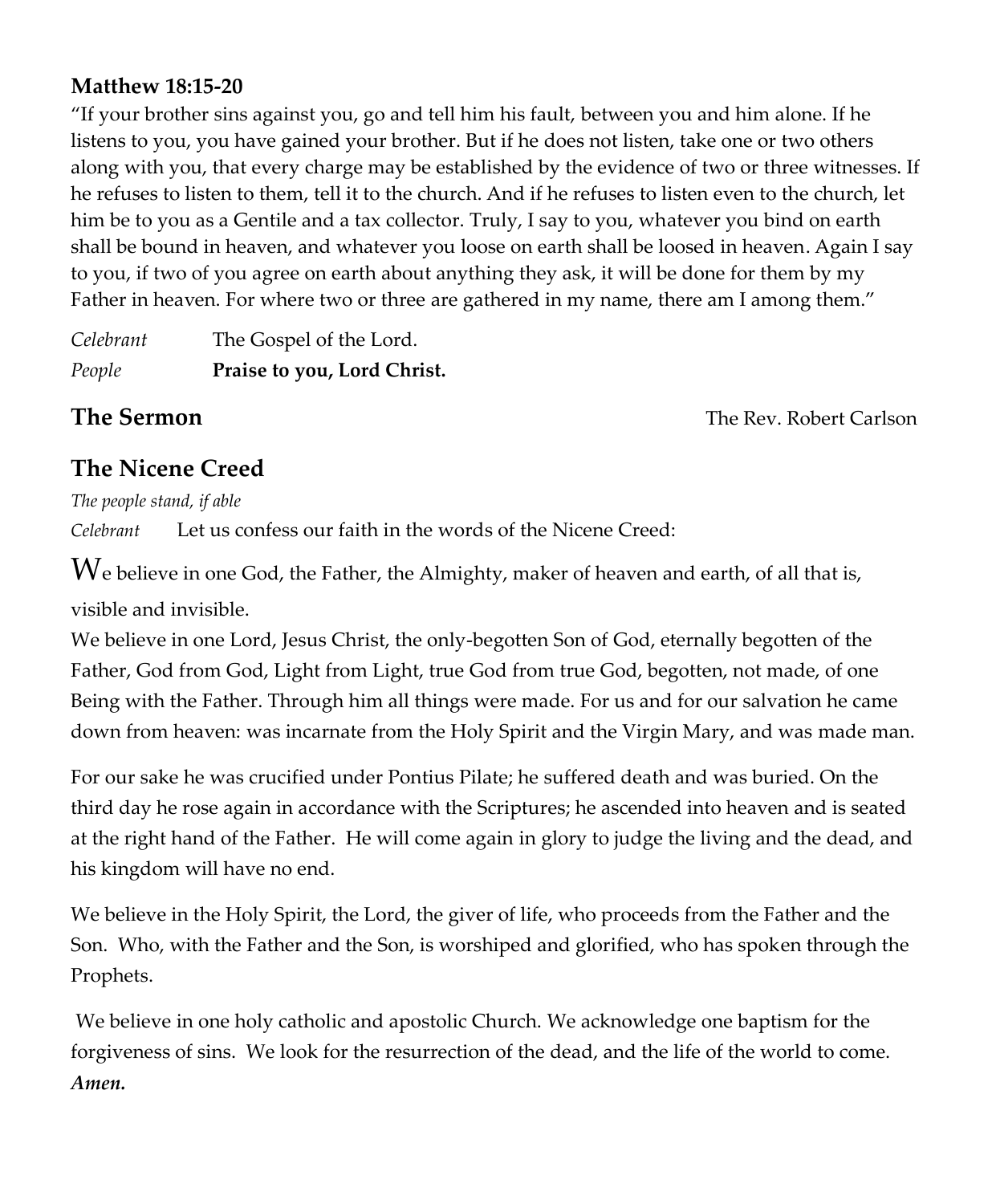**Matthew 18:15-20**

"If your brother sins against you, go and tell him his fault, between you and him alone. If he listens to you, you have gained your brother. But if he does not listen, take one or two others along with you, that every charge may be established by the evidence of two or three witnesses. If he refuses to listen to them, tell it to the church. And if he refuses to listen even to the church, let him be to you as a Gentile and a tax collector. Truly, I say to you, whatever you bind on earth shall be bound in heaven, and whatever you loose on earth shall be loosed in heaven. Again I say to you, if two of you agree on earth about anything they ask, it will be done for them by my Father in heaven. For where two or three are gathered in my name, there am I among them."

*Celebrant* The Gospel of the Lord.
*People* **Praise to you, Lord Christ.**

## The Sermon

The Rev. Robert Carlson

## The Nicene Creed

*The people stand, if able*

*Celebrant* Let us confess our faith in the words of the Nicene Creed:

We believe in one God, the Father, the Almighty, maker of heaven and earth, of all that is, visible and invisible.
We believe in one Lord, Jesus Christ, the only-begotten Son of God, eternally begotten of the Father, God from God, Light from Light, true God from true God, begotten, not made, of one Being with the Father. Through him all things were made. For us and for our salvation he came down from heaven: was incarnate from the Holy Spirit and the Virgin Mary, and was made man.

For our sake he was crucified under Pontius Pilate; he suffered death and was buried. On the third day he rose again in accordance with the Scriptures; he ascended into heaven and is seated at the right hand of the Father. He will come again in glory to judge the living and the dead, and his kingdom will have no end.

We believe in the Holy Spirit, the Lord, the giver of life, who proceeds from the Father and the Son. Who, with the Father and the Son, is worshiped and glorified, who has spoken through the Prophets.

We believe in one holy catholic and apostolic Church. We acknowledge one baptism for the forgiveness of sins. We look for the resurrection of the dead, and the life of the world to come. ***Amen.***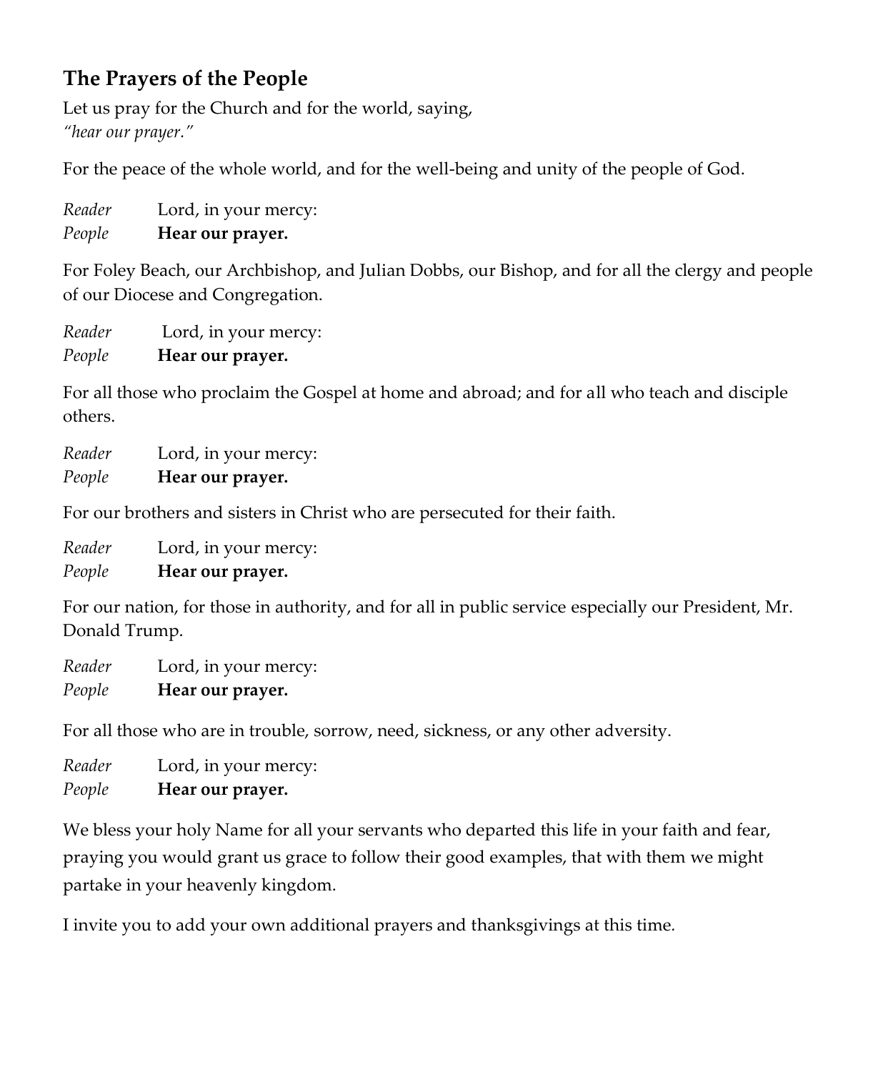## The Prayers of the People

Let us pray for the Church and for the world, saying,
*"hear our prayer."*

For the peace of the whole world, and for the well-being and unity of the people of God.

*Reader* Lord, in your mercy:
*People* **Hear our prayer.**

For Foley Beach, our Archbishop, and Julian Dobbs, our Bishop, and for all the clergy and people of our Diocese and Congregation.

*Reader* Lord, in your mercy:
*People* **Hear our prayer.**

For all those who proclaim the Gospel at home and abroad; and for all who teach and disciple others.

*Reader* Lord, in your mercy:
*People* **Hear our prayer.**

For our brothers and sisters in Christ who are persecuted for their faith.

*Reader* Lord, in your mercy:
*People* **Hear our prayer.**

For our nation, for those in authority, and for all in public service especially our President, Mr. Donald Trump.

*Reader* Lord, in your mercy:
*People* **Hear our prayer.**

For all those who are in trouble, sorrow, need, sickness, or any other adversity.

*Reader* Lord, in your mercy:
*People* **Hear our prayer.**

We bless your holy Name for all your servants who departed this life in your faith and fear, praying you would grant us grace to follow their good examples, that with them we might partake in your heavenly kingdom.

I invite you to add your own additional prayers and thanksgivings at this time.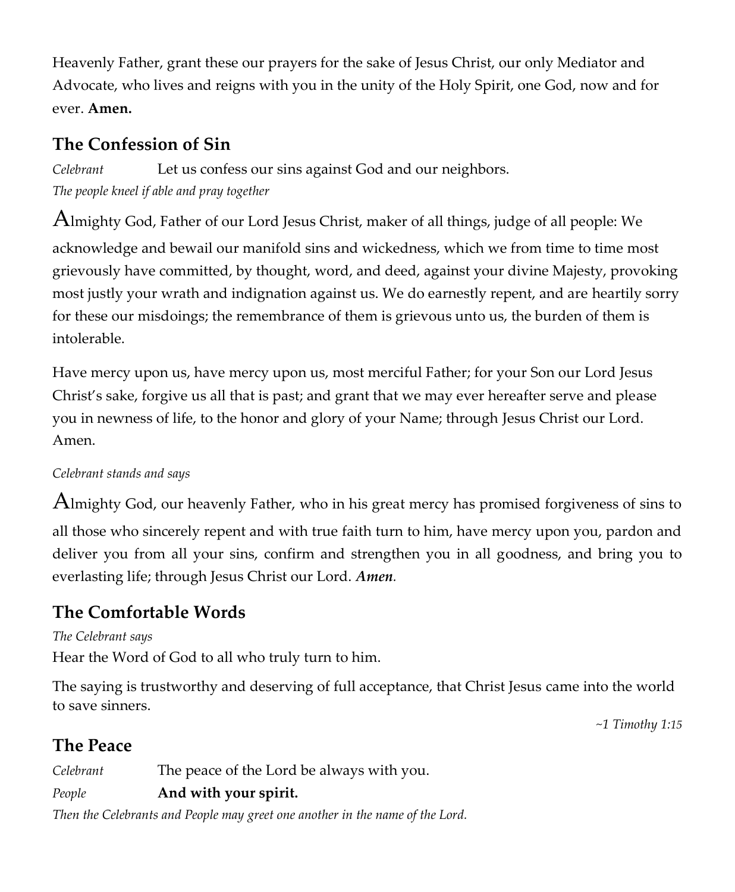Heavenly Father, grant these our prayers for the sake of Jesus Christ, our only Mediator and Advocate, who lives and reigns with you in the unity of the Holy Spirit, one God, now and for ever. **Amen.**

## The Confession of Sin

*Celebrant* Let us confess our sins against God and our neighbors.

*The people kneel if able and pray together*

Almighty God, Father of our Lord Jesus Christ, maker of all things, judge of all people: We acknowledge and bewail our manifold sins and wickedness, which we from time to time most grievously have committed, by thought, word, and deed, against your divine Majesty, provoking most justly your wrath and indignation against us. We do earnestly repent, and are heartily sorry for these our misdoings; the remembrance of them is grievous unto us, the burden of them is intolerable.

Have mercy upon us, have mercy upon us, most merciful Father; for your Son our Lord Jesus Christ's sake, forgive us all that is past; and grant that we may ever hereafter serve and please you in newness of life, to the honor and glory of your Name; through Jesus Christ our Lord. Amen.

*Celebrant stands and says*

Almighty God, our heavenly Father, who in his great mercy has promised forgiveness of sins to all those who sincerely repent and with true faith turn to him, have mercy upon you, pardon and deliver you from all your sins, confirm and strengthen you in all goodness, and bring you to everlasting life; through Jesus Christ our Lord. ***Amen.***

## The Comfortable Words

*The Celebrant says*

Hear the Word of God to all who truly turn to him.

The saying is trustworthy and deserving of full acceptance, that Christ Jesus came into the world to save sinners.

*~1 Timothy 1:15*

## The Peace

*Celebrant* The peace of the Lord be always with you.

*People* **And with your spirit.**

*Then the Celebrants and People may greet one another in the name of the Lord.*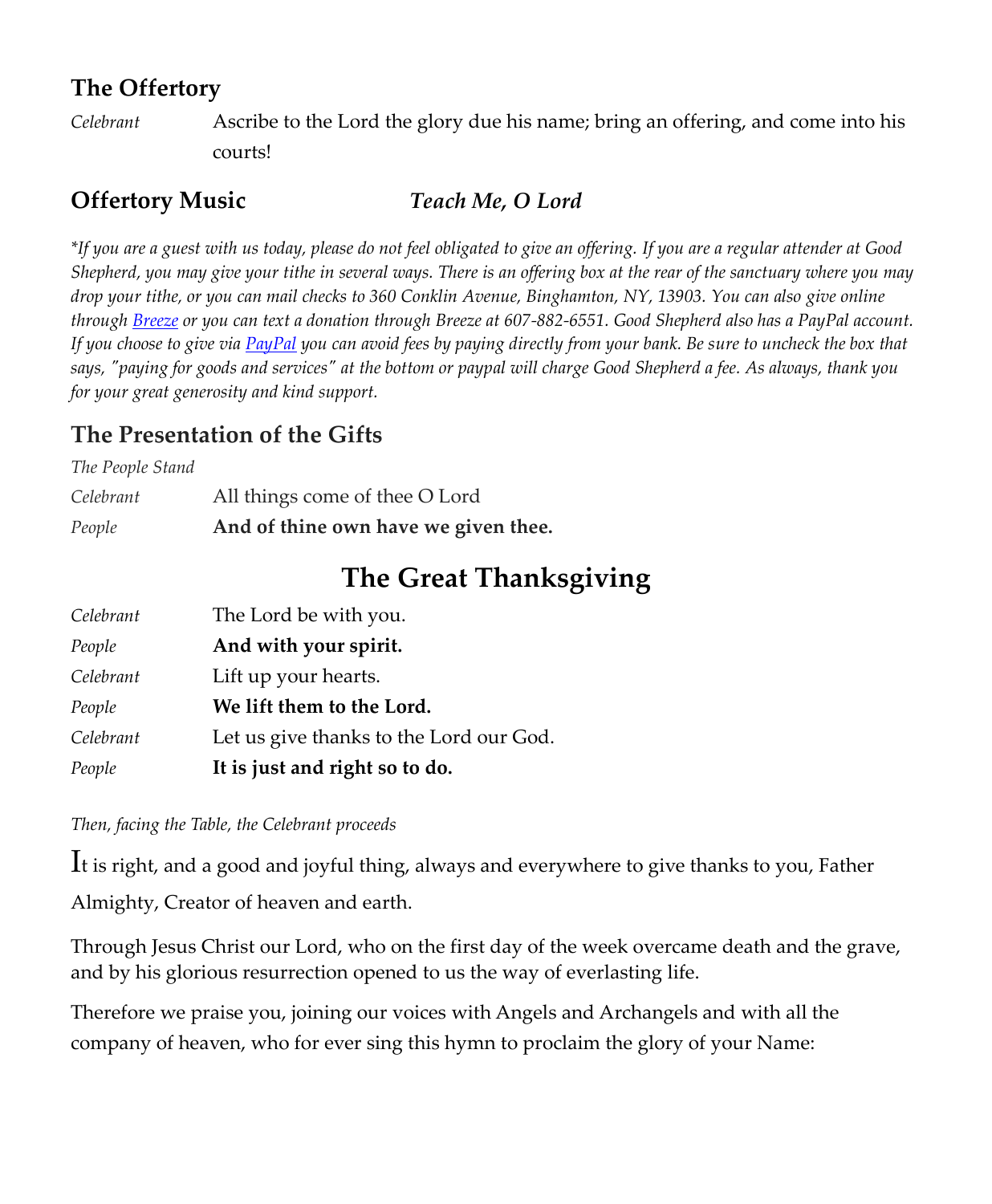## The Offertory

*Celebrant* Ascribe to the Lord the glory due his name; bring an offering, and come into his courts!

## Offertory Music ***Teach Me, O Lord***

**If you are a guest with us today, please do not feel obligated to give an offering. If you are a regular attender at Good Shepherd, you may give your tithe in several ways. There is an offering box at the rear of the sanctuary where you may drop your tithe, or you can mail checks to 360 Conklin Avenue, Binghamton, NY, 13903. You can also give online through Breeze or you can text a donation through Breeze at 607-882-6551. Good Shepherd also has a PayPal account. If you choose to give via PayPal you can avoid fees by paying directly from your bank. Be sure to uncheck the box that says, "paying for goods and services" at the bottom or paypal will charge Good Shepherd a fee. As always, thank you for your great generosity and kind support.*

## The Presentation of the Gifts

*The People Stand*

*Celebrant* All things come of thee O Lord

*People* **And of thine own have we given thee.**

# The Great Thanksgiving

*Celebrant* The Lord be with you.

*People* **And with your spirit.**

*Celebrant* Lift up your hearts.

*People* **We lift them to the Lord.**

*Celebrant* Let us give thanks to the Lord our God.

*People* **It is just and right so to do.**

*Then, facing the Table, the Celebrant proceeds*

It is right, and a good and joyful thing, always and everywhere to give thanks to you, Father Almighty, Creator of heaven and earth.

Through Jesus Christ our Lord, who on the first day of the week overcame death and the grave, and by his glorious resurrection opened to us the way of everlasting life.

Therefore we praise you, joining our voices with Angels and Archangels and with all the company of heaven, who for ever sing this hymn to proclaim the glory of your Name: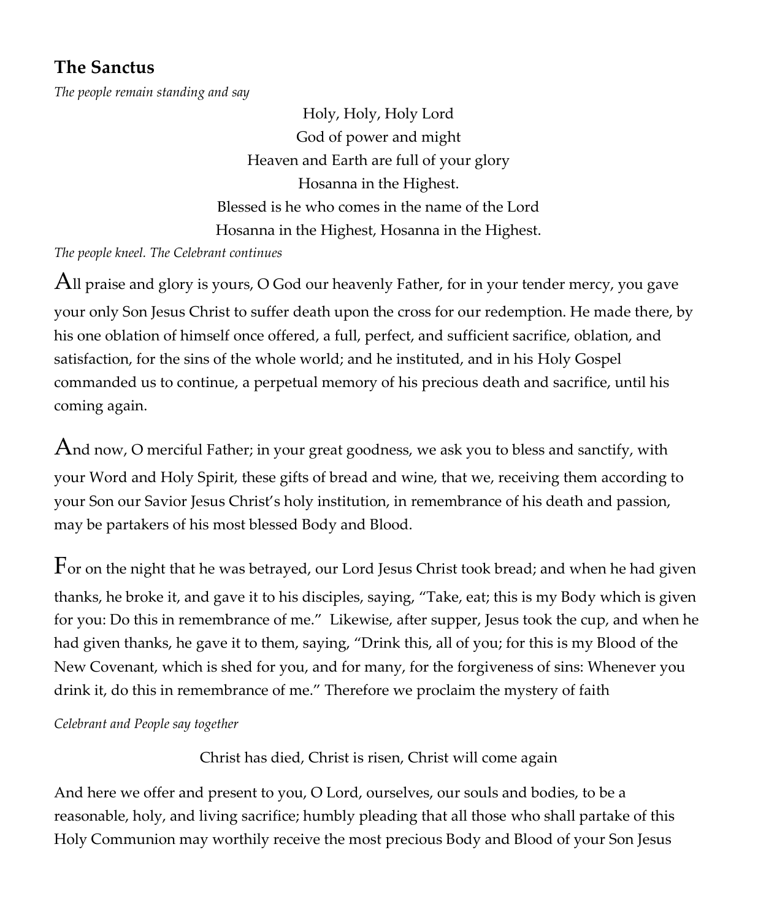## The Sanctus

*The people remain standing and say*

Holy, Holy, Holy Lord
God of power and might
Heaven and Earth are full of your glory
Hosanna in the Highest.
Blessed is he who comes in the name of the Lord
Hosanna in the Highest, Hosanna in the Highest.

*The people kneel. The Celebrant continues*

All praise and glory is yours, O God our heavenly Father, for in your tender mercy, you gave your only Son Jesus Christ to suffer death upon the cross for our redemption. He made there, by his one oblation of himself once offered, a full, perfect, and sufficient sacrifice, oblation, and satisfaction, for the sins of the whole world; and he instituted, and in his Holy Gospel commanded us to continue, a perpetual memory of his precious death and sacrifice, until his coming again.

And now, O merciful Father; in your great goodness, we ask you to bless and sanctify, with your Word and Holy Spirit, these gifts of bread and wine, that we, receiving them according to your Son our Savior Jesus Christ's holy institution, in remembrance of his death and passion, may be partakers of his most blessed Body and Blood.

For on the night that he was betrayed, our Lord Jesus Christ took bread; and when he had given thanks, he broke it, and gave it to his disciples, saying, "Take, eat; this is my Body which is given for you: Do this in remembrance of me." Likewise, after supper, Jesus took the cup, and when he had given thanks, he gave it to them, saying, "Drink this, all of you; for this is my Blood of the New Covenant, which is shed for you, and for many, for the forgiveness of sins: Whenever you drink it, do this in remembrance of me." Therefore we proclaim the mystery of faith

*Celebrant and People say together*

Christ has died, Christ is risen, Christ will come again

And here we offer and present to you, O Lord, ourselves, our souls and bodies, to be a reasonable, holy, and living sacrifice; humbly pleading that all those who shall partake of this Holy Communion may worthily receive the most precious Body and Blood of your Son Jesus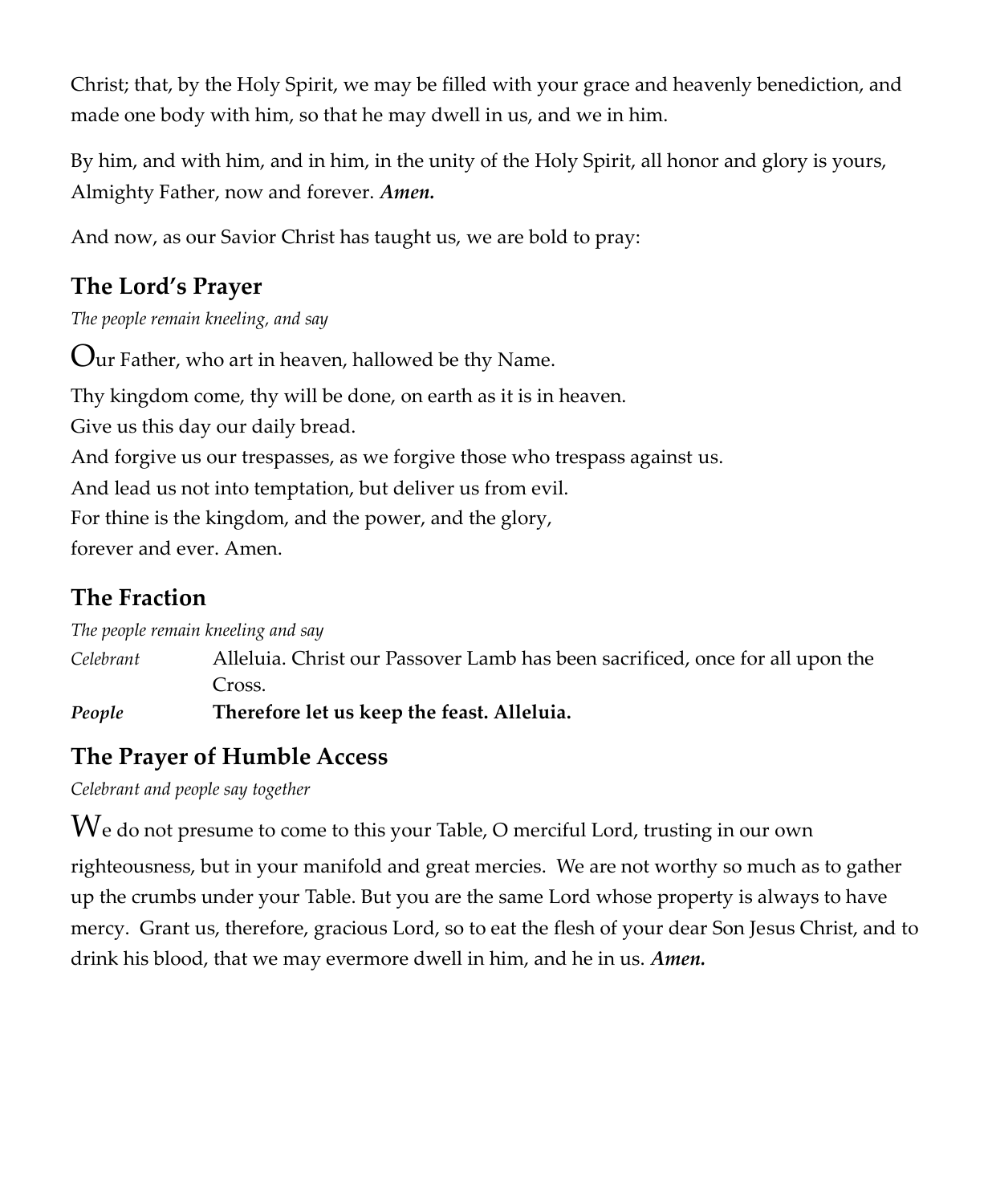Christ; that, by the Holy Spirit, we may be filled with your grace and heavenly benediction, and made one body with him, so that he may dwell in us, and we in him.

By him, and with him, and in him, in the unity of the Holy Spirit, all honor and glory is yours, Almighty Father, now and forever. ***Amen.***

And now, as our Savior Christ has taught us, we are bold to pray:

## The Lord's Prayer

*The people remain kneeling, and say*

Our Father, who art in heaven, hallowed be thy Name.
Thy kingdom come, thy will be done, on earth as it is in heaven.
Give us this day our daily bread.
And forgive us our trespasses, as we forgive those who trespass against us.
And lead us not into temptation, but deliver us from evil.
For thine is the kingdom, and the power, and the glory,
forever and ever. Amen.

## The Fraction

*The people remain kneeling and say*

*Celebrant* Alleluia. Christ our Passover Lamb has been sacrificed, once for all upon the Cross.

***People*** **Therefore let us keep the feast. Alleluia.**

## The Prayer of Humble Access

*Celebrant and people say together*

We do not presume to come to this your Table, O merciful Lord, trusting in our own righteousness, but in your manifold and great mercies. We are not worthy so much as to gather up the crumbs under your Table. But you are the same Lord whose property is always to have mercy. Grant us, therefore, gracious Lord, so to eat the flesh of your dear Son Jesus Christ, and to drink his blood, that we may evermore dwell in him, and he in us. ***Amen.***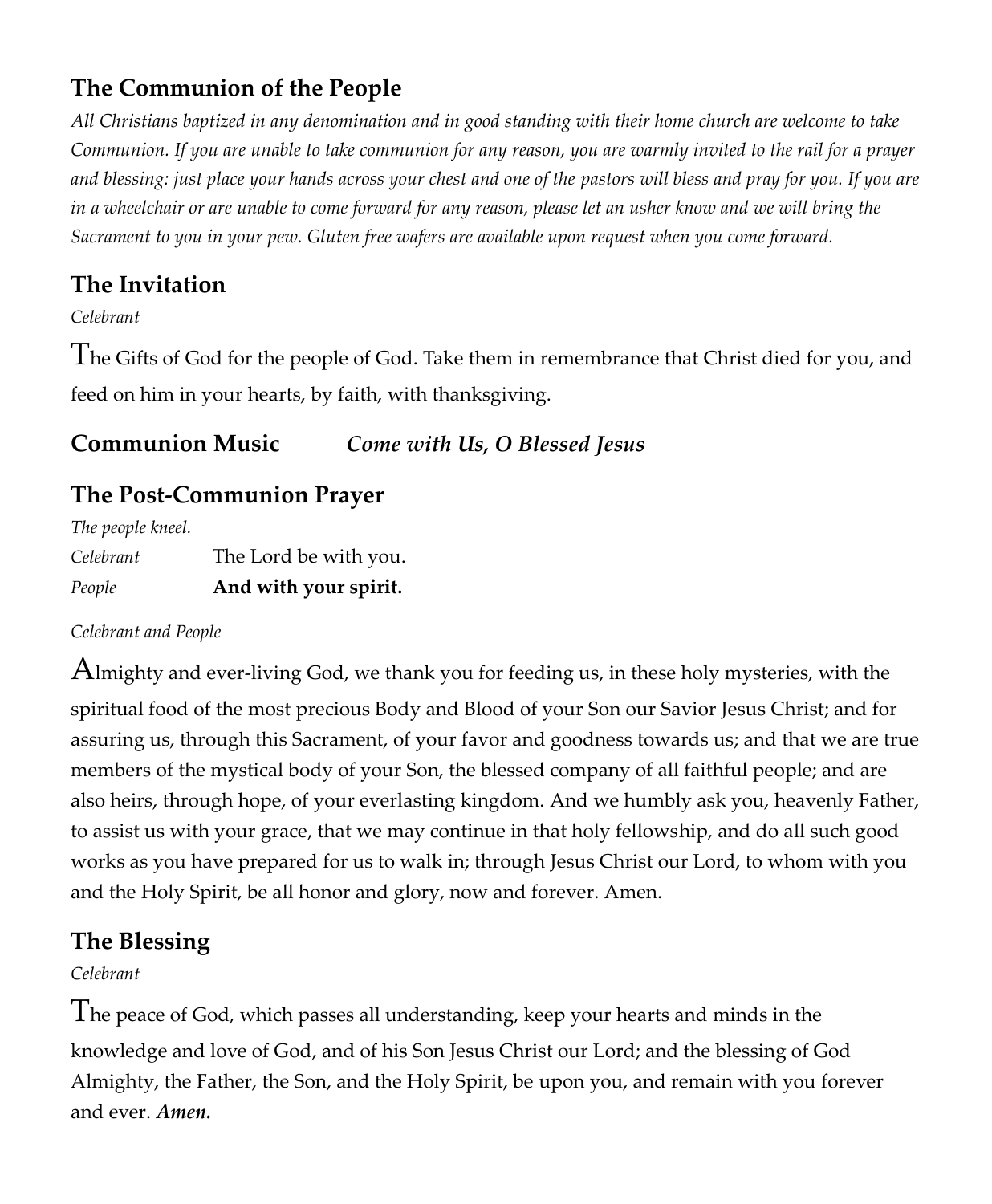## The Communion of the People

*All Christians baptized in any denomination and in good standing with their home church are welcome to take Communion. If you are unable to take communion for any reason, you are warmly invited to the rail for a prayer and blessing: just place your hands across your chest and one of the pastors will bless and pray for you. If you are in a wheelchair or are unable to come forward for any reason, please let an usher know and we will bring the Sacrament to you in your pew. Gluten free wafers are available upon request when you come forward.*

## The Invitation

*Celebrant*

The Gifts of God for the people of God. Take them in remembrance that Christ died for you, and feed on him in your hearts, by faith, with thanksgiving.

## Communion Music *Come with Us, O Blessed Jesus*

## The Post-Communion Prayer

*The people kneel.*

*Celebrant* The Lord be with you.
*People* **And with your spirit.**

*Celebrant and People*

Almighty and ever-living God, we thank you for feeding us, in these holy mysteries, with the spiritual food of the most precious Body and Blood of your Son our Savior Jesus Christ; and for assuring us, through this Sacrament, of your favor and goodness towards us; and that we are true members of the mystical body of your Son, the blessed company of all faithful people; and are also heirs, through hope, of your everlasting kingdom. And we humbly ask you, heavenly Father, to assist us with your grace, that we may continue in that holy fellowship, and do all such good works as you have prepared for us to walk in; through Jesus Christ our Lord, to whom with you and the Holy Spirit, be all honor and glory, now and forever. Amen.

## The Blessing

*Celebrant*

The peace of God, which passes all understanding, keep your hearts and minds in the knowledge and love of God, and of his Son Jesus Christ our Lord; and the blessing of God Almighty, the Father, the Son, and the Holy Spirit, be upon you, and remain with you forever and ever. ***Amen.***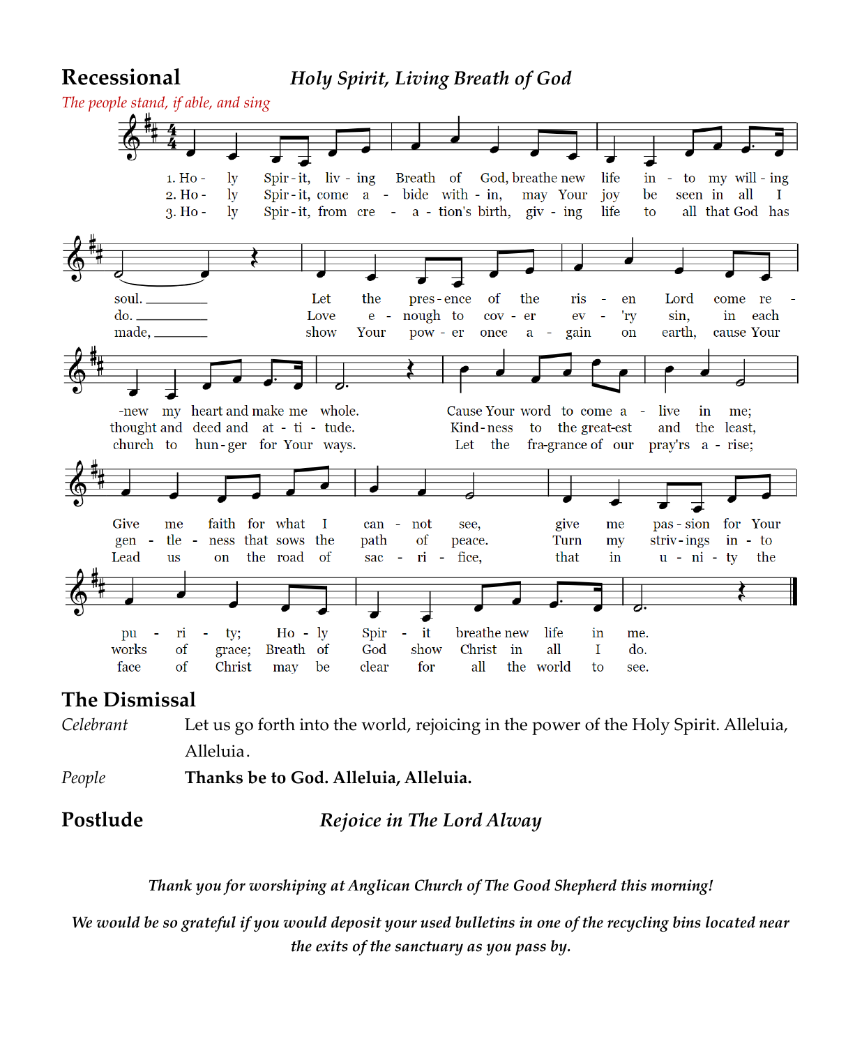## Recessional *Holy Spirit, Living Breath of God*

*The people stand, if able, and sing*

1. Holy Spirit, living Breath of God, breathe new life into my willing soul. Let the presence of the risen Lord come renew my heart and make me whole. Cause Your word to come alive in me; Give me faith for what I cannot see, give me passion for Your purity; Holy Spirit breathe new life in me.

2. Holy Spirit, come abide within, may Your joy be seen in all I do. Love enough to cover ev'ry sin, in each thought and deed and attitude. Kindness to the greatest and the least, gentleness that sows the path of peace. Turn my strivings into works of grace; Breath of God show Christ in all I do.

3. Holy Spirit, from creation's birth, giving life to all that God has made, show Your power once again on earth, cause Your church to hunger for Your ways. Let the fragrance of our pray'rs arise; Lead us on the road of sacrifice, that in unity the face of Christ may be clear for all the world to see.

## The Dismissal

*Celebrant* Let us go forth into the world, rejoicing in the power of the Holy Spirit. Alleluia, Alleluia.

*People* **Thanks be to God. Alleluia, Alleluia.**

## Postlude *Rejoice in The Lord Alway*

*Thank you for worshiping at Anglican Church of The Good Shepherd this morning!*

*We would be so grateful if you would deposit your used bulletins in one of the recycling bins located near the exits of the sanctuary as you pass by.*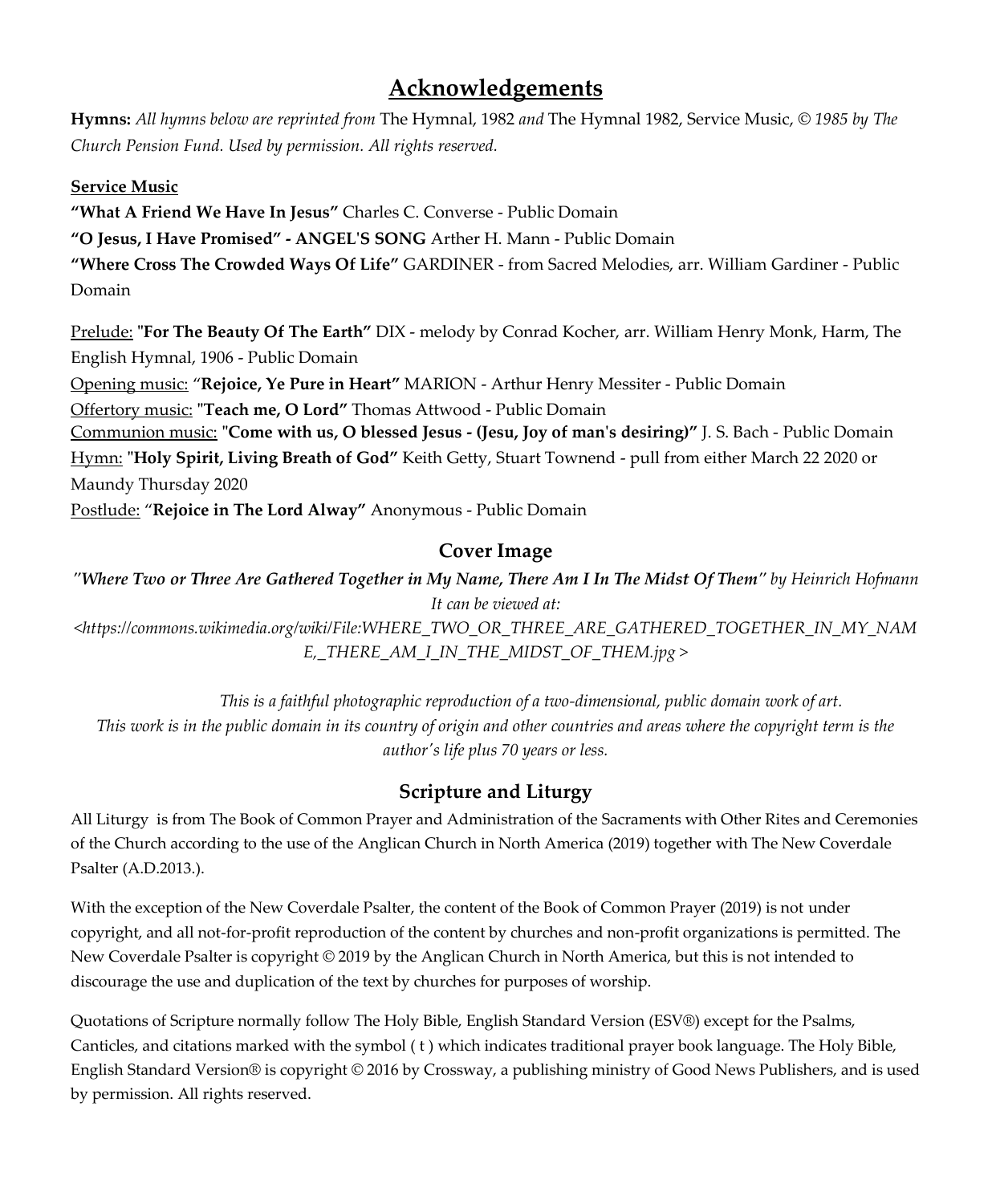# Acknowledgements

**Hymns:** *All hymns below are reprinted from* The Hymnal, 1982 *and* The Hymnal 1982, Service Music, *© 1985 by The Church Pension Fund. Used by permission. All rights reserved.*

**Service Music**

**"What A Friend We Have In Jesus"** Charles C. Converse - Public Domain

**"O Jesus, I Have Promised" - ANGEL'S SONG** Arther H. Mann - Public Domain

**"Where Cross The Crowded Ways Of Life"** GARDINER - from Sacred Melodies, arr. William Gardiner - Public Domain

Prelude: **"For The Beauty Of The Earth"** DIX - melody by Conrad Kocher, arr. William Henry Monk, Harm, The English Hymnal, 1906 - Public Domain

Opening music: "**Rejoice, Ye Pure in Heart"** MARION - Arthur Henry Messiter - Public Domain

Offertory music: **"Teach me, O Lord"** Thomas Attwood - Public Domain

Communion music: **"Come with us, O blessed Jesus - (Jesu, Joy of man's desiring)"** J. S. Bach - Public Domain

Hymn: **"Holy Spirit, Living Breath of God"** Keith Getty, Stuart Townend - pull from either March 22 2020 or Maundy Thursday 2020

Postlude: "**Rejoice in The Lord Alway"** Anonymous - Public Domain

## Cover Image

*"**Where Two or Three Are Gathered Together in My Name, There Am I In The Midst Of Them**" by Heinrich Hofmann*
*It can be viewed at:*
*<https://commons.wikimedia.org/wiki/File:WHERE_TWO_OR_THREE_ARE_GATHERED_TOGETHER_IN_MY_NAME,_THERE_AM_I_IN_THE_MIDST_OF_THEM.jpg >*

*This is a faithful photographic reproduction of a two-dimensional, public domain work of art.*
*This work is in the public domain in its country of origin and other countries and areas where the copyright term is the author's life plus 70 years or less.*

## Scripture and Liturgy

All Liturgy is from The Book of Common Prayer and Administration of the Sacraments with Other Rites and Ceremonies of the Church according to the use of the Anglican Church in North America (2019) together with The New Coverdale Psalter (A.D.2013.).

With the exception of the New Coverdale Psalter, the content of the Book of Common Prayer (2019) is not under copyright, and all not-for-profit reproduction of the content by churches and non-profit organizations is permitted. The New Coverdale Psalter is copyright © 2019 by the Anglican Church in North America, but this is not intended to discourage the use and duplication of the text by churches for purposes of worship.

Quotations of Scripture normally follow The Holy Bible, English Standard Version (ESV®) except for the Psalms, Canticles, and citations marked with the symbol ( t ) which indicates traditional prayer book language. The Holy Bible, English Standard Version® is copyright © 2016 by Crossway, a publishing ministry of Good News Publishers, and is used by permission. All rights reserved.